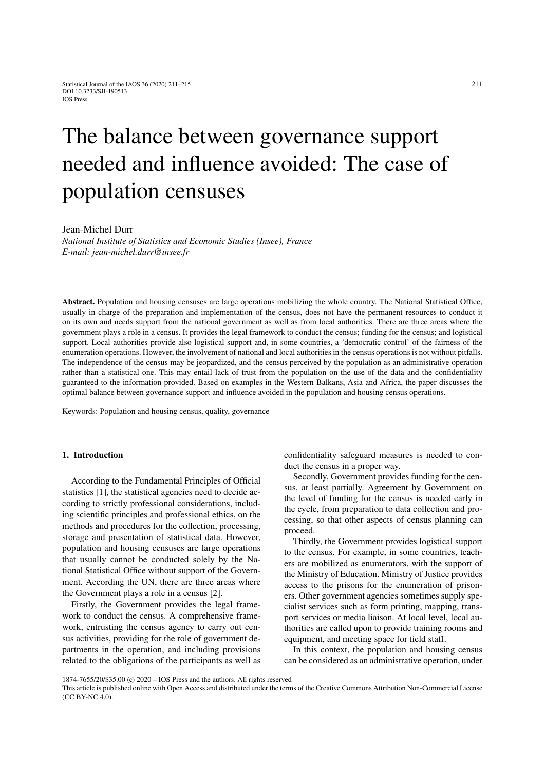# The balance between governance support needed and influence avoided: The case of population censuses

Jean-Michel Durr

*National Institute of Statistics and Economic Studies (Insee), France*
*E-mail: jean-michel.durr@insee.fr*

**Abstract.** Population and housing censuses are large operations mobilizing the whole country. The National Statistical Office, usually in charge of the preparation and implementation of the census, does not have the permanent resources to conduct it on its own and needs support from the national government as well as from local authorities. There are three areas where the government plays a role in a census. It provides the legal framework to conduct the census; funding for the census; and logistical support. Local authorities provide also logistical support and, in some countries, a 'democratic control' of the fairness of the enumeration operations. However, the involvement of national and local authorities in the census operations is not without pitfalls. The independence of the census may be jeopardized, and the census perceived by the population as an administrative operation rather than a statistical one. This may entail lack of trust from the population on the use of the data and the confidentiality guaranteed to the information provided. Based on examples in the Western Balkans, Asia and Africa, the paper discusses the optimal balance between governance support and influence avoided in the population and housing census operations.

Keywords: Population and housing census, quality, governance

## 1. Introduction

According to the Fundamental Principles of Official statistics [1], the statistical agencies need to decide according to strictly professional considerations, including scientific principles and professional ethics, on the methods and procedures for the collection, processing, storage and presentation of statistical data. However, population and housing censuses are large operations that usually cannot be conducted solely by the National Statistical Office without support of the Government. According the UN, there are three areas where the Government plays a role in a census [2].

Firstly, the Government provides the legal framework to conduct the census. A comprehensive framework, entrusting the census agency to carry out census activities, providing for the role of government departments in the operation, and including provisions related to the obligations of the participants as well as confidentiality safeguard measures is needed to conduct the census in a proper way.

Secondly, Government provides funding for the census, at least partially. Agreement by Government on the level of funding for the census is needed early in the cycle, from preparation to data collection and processing, so that other aspects of census planning can proceed.

Thirdly, the Government provides logistical support to the census. For example, in some countries, teachers are mobilized as enumerators, with the support of the Ministry of Education. Ministry of Justice provides access to the prisons for the enumeration of prisoners. Other government agencies sometimes supply specialist services such as form printing, mapping, transport services or media liaison. At local level, local authorities are called upon to provide training rooms and equipment, and meeting space for field staff.

In this context, the population and housing census can be considered as an administrative operation, under

1874-7655/20/$35.00 © 2020 – IOS Press and the authors. All rights reserved
This article is published online with Open Access and distributed under the terms of the Creative Commons Attribution Non-Commercial License (CC BY-NC 4.0).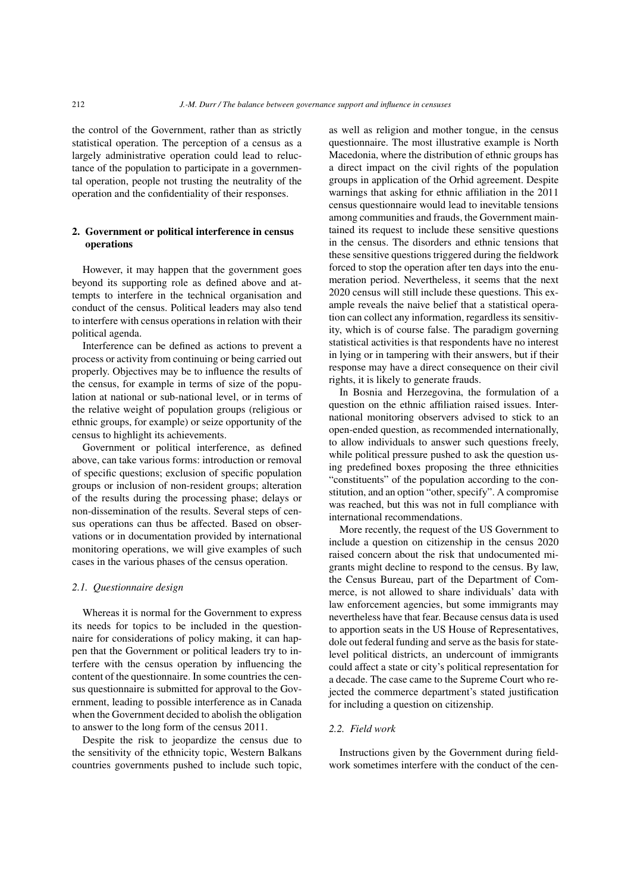the control of the Government, rather than as strictly statistical operation. The perception of a census as a largely administrative operation could lead to reluctance of the population to participate in a governmental operation, people not trusting the neutrality of the operation and the confidentiality of their responses.

## 2. Government or political interference in census operations

However, it may happen that the government goes beyond its supporting role as defined above and attempts to interfere in the technical organisation and conduct of the census. Political leaders may also tend to interfere with census operations in relation with their political agenda.

Interference can be defined as actions to prevent a process or activity from continuing or being carried out properly. Objectives may be to influence the results of the census, for example in terms of size of the population at national or sub-national level, or in terms of the relative weight of population groups (religious or ethnic groups, for example) or seize opportunity of the census to highlight its achievements.

Government or political interference, as defined above, can take various forms: introduction or removal of specific questions; exclusion of specific population groups or inclusion of non-resident groups; alteration of the results during the processing phase; delays or non-dissemination of the results. Several steps of census operations can thus be affected. Based on observations or in documentation provided by international monitoring operations, we will give examples of such cases in the various phases of the census operation.

### *2.1. Questionnaire design*

Whereas it is normal for the Government to express its needs for topics to be included in the questionnaire for considerations of policy making, it can happen that the Government or political leaders try to interfere with the census operation by influencing the content of the questionnaire. In some countries the census questionnaire is submitted for approval to the Government, leading to possible interference as in Canada when the Government decided to abolish the obligation to answer to the long form of the census 2011.

Despite the risk to jeopardize the census due to the sensitivity of the ethnicity topic, Western Balkans countries governments pushed to include such topic, as well as religion and mother tongue, in the census questionnaire. The most illustrative example is North Macedonia, where the distribution of ethnic groups has a direct impact on the civil rights of the population groups in application of the Orhid agreement. Despite warnings that asking for ethnic affiliation in the 2011 census questionnaire would lead to inevitable tensions among communities and frauds, the Government maintained its request to include these sensitive questions in the census. The disorders and ethnic tensions that these sensitive questions triggered during the fieldwork forced to stop the operation after ten days into the enumeration period. Nevertheless, it seems that the next 2020 census will still include these questions. This example reveals the naive belief that a statistical operation can collect any information, regardless its sensitivity, which is of course false. The paradigm governing statistical activities is that respondents have no interest in lying or in tampering with their answers, but if their response may have a direct consequence on their civil rights, it is likely to generate frauds.

In Bosnia and Herzegovina, the formulation of a question on the ethnic affiliation raised issues. International monitoring observers advised to stick to an open-ended question, as recommended internationally, to allow individuals to answer such questions freely, while political pressure pushed to ask the question using predefined boxes proposing the three ethnicities "constituents" of the population according to the constitution, and an option "other, specify". A compromise was reached, but this was not in full compliance with international recommendations.

More recently, the request of the US Government to include a question on citizenship in the census 2020 raised concern about the risk that undocumented migrants might decline to respond to the census. By law, the Census Bureau, part of the Department of Commerce, is not allowed to share individuals' data with law enforcement agencies, but some immigrants may nevertheless have that fear. Because census data is used to apportion seats in the US House of Representatives, dole out federal funding and serve as the basis for state-level political districts, an undercount of immigrants could affect a state or city's political representation for a decade. The case came to the Supreme Court who rejected the commerce department's stated justification for including a question on citizenship.

### *2.2. Field work*

Instructions given by the Government during fieldwork sometimes interfere with the conduct of the cen-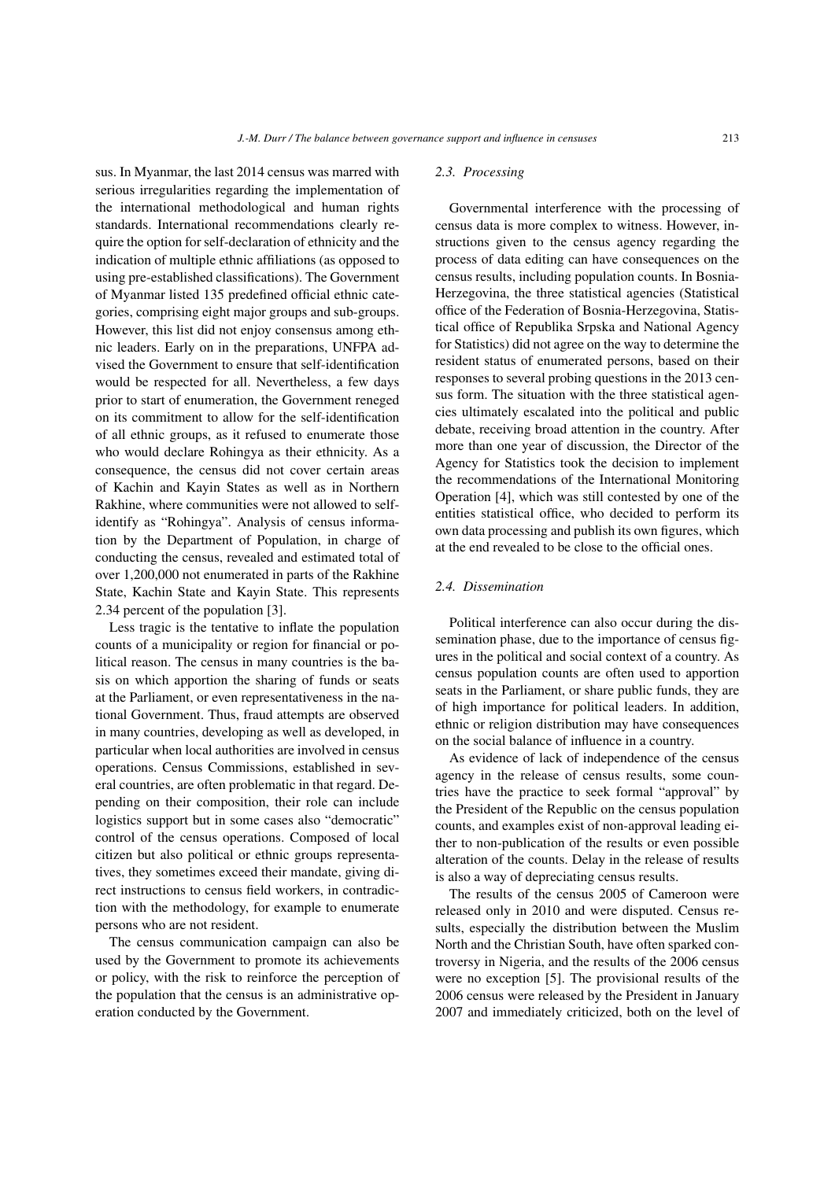sus. In Myanmar, the last 2014 census was marred with serious irregularities regarding the implementation of the international methodological and human rights standards. International recommendations clearly require the option for self-declaration of ethnicity and the indication of multiple ethnic affiliations (as opposed to using pre-established classifications). The Government of Myanmar listed 135 predefined official ethnic categories, comprising eight major groups and sub-groups. However, this list did not enjoy consensus among ethnic leaders. Early on in the preparations, UNFPA advised the Government to ensure that self-identification would be respected for all. Nevertheless, a few days prior to start of enumeration, the Government reneged on its commitment to allow for the self-identification of all ethnic groups, as it refused to enumerate those who would declare Rohingya as their ethnicity. As a consequence, the census did not cover certain areas of Kachin and Kayin States as well as in Northern Rakhine, where communities were not allowed to self-identify as "Rohingya". Analysis of census information by the Department of Population, in charge of conducting the census, revealed and estimated total of over 1,200,000 not enumerated in parts of the Rakhine State, Kachin State and Kayin State. This represents 2.34 percent of the population [3].

Less tragic is the tentative to inflate the population counts of a municipality or region for financial or political reason. The census in many countries is the basis on which apportion the sharing of funds or seats at the Parliament, or even representativeness in the national Government. Thus, fraud attempts are observed in many countries, developing as well as developed, in particular when local authorities are involved in census operations. Census Commissions, established in several countries, are often problematic in that regard. Depending on their composition, their role can include logistics support but in some cases also "democratic" control of the census operations. Composed of local citizen but also political or ethnic groups representatives, they sometimes exceed their mandate, giving direct instructions to census field workers, in contradiction with the methodology, for example to enumerate persons who are not resident.

The census communication campaign can also be used by the Government to promote its achievements or policy, with the risk to reinforce the perception of the population that the census is an administrative operation conducted by the Government.

### *2.3. Processing*

Governmental interference with the processing of census data is more complex to witness. However, instructions given to the census agency regarding the process of data editing can have consequences on the census results, including population counts. In Bosnia-Herzegovina, the three statistical agencies (Statistical office of the Federation of Bosnia-Herzegovina, Statistical office of Republika Srpska and National Agency for Statistics) did not agree on the way to determine the resident status of enumerated persons, based on their responses to several probing questions in the 2013 census form. The situation with the three statistical agencies ultimately escalated into the political and public debate, receiving broad attention in the country. After more than one year of discussion, the Director of the Agency for Statistics took the decision to implement the recommendations of the International Monitoring Operation [4], which was still contested by one of the entities statistical office, who decided to perform its own data processing and publish its own figures, which at the end revealed to be close to the official ones.

### *2.4. Dissemination*

Political interference can also occur during the dissemination phase, due to the importance of census figures in the political and social context of a country. As census population counts are often used to apportion seats in the Parliament, or share public funds, they are of high importance for political leaders. In addition, ethnic or religion distribution may have consequences on the social balance of influence in a country.

As evidence of lack of independence of the census agency in the release of census results, some countries have the practice to seek formal "approval" by the President of the Republic on the census population counts, and examples exist of non-approval leading either to non-publication of the results or even possible alteration of the counts. Delay in the release of results is also a way of depreciating census results.

The results of the census 2005 of Cameroon were released only in 2010 and were disputed. Census results, especially the distribution between the Muslim North and the Christian South, have often sparked controversy in Nigeria, and the results of the 2006 census were no exception [5]. The provisional results of the 2006 census were released by the President in January 2007 and immediately criticized, both on the level of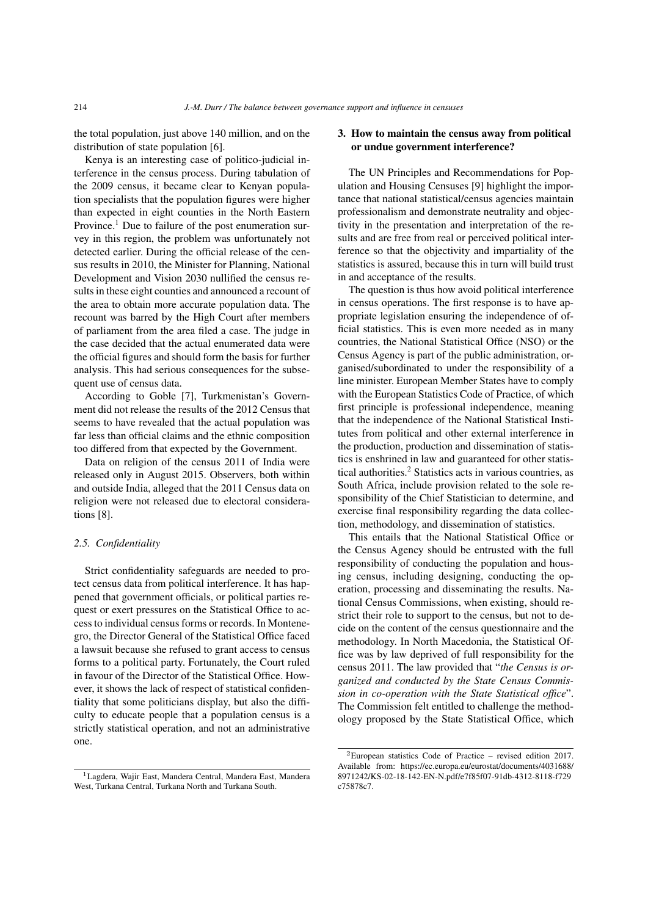the total population, just above 140 million, and on the distribution of state population [6].

Kenya is an interesting case of politico-judicial interference in the census process. During tabulation of the 2009 census, it became clear to Kenyan population specialists that the population figures were higher than expected in eight counties in the North Eastern Province.[1] Due to failure of the post enumeration survey in this region, the problem was unfortunately not detected earlier. During the official release of the census results in 2010, the Minister for Planning, National Development and Vision 2030 nullified the census results in these eight counties and announced a recount of the area to obtain more accurate population data. The recount was barred by the High Court after members of parliament from the area filed a case. The judge in the case decided that the actual enumerated data were the official figures and should form the basis for further analysis. This had serious consequences for the subsequent use of census data.

According to Goble [7], Turkmenistan's Government did not release the results of the 2012 Census that seems to have revealed that the actual population was far less than official claims and the ethnic composition too differed from that expected by the Government.

Data on religion of the census 2011 of India were released only in August 2015. Observers, both within and outside India, alleged that the 2011 Census data on religion were not released due to electoral considerations [8].

### 2.5. Confidentiality

Strict confidentiality safeguards are needed to protect census data from political interference. It has happened that government officials, or political parties request or exert pressures on the Statistical Office to access to individual census forms or records. In Montenegro, the Director General of the Statistical Office faced a lawsuit because she refused to grant access to census forms to a political party. Fortunately, the Court ruled in favour of the Director of the Statistical Office. However, it shows the lack of respect of statistical confidentiality that some politicians display, but also the difficulty to educate people that a population census is a strictly statistical operation, and not an administrative one.

[1] Lagdera, Wajir East, Mandera Central, Mandera East, Mandera West, Turkana Central, Turkana North and Turkana South.

## 3. How to maintain the census away from political or undue government interference?

The UN Principles and Recommendations for Population and Housing Censuses [9] highlight the importance that national statistical/census agencies maintain professionalism and demonstrate neutrality and objectivity in the presentation and interpretation of the results and are free from real or perceived political interference so that the objectivity and impartiality of the statistics is assured, because this in turn will build trust in and acceptance of the results.

The question is thus how avoid political interference in census operations. The first response is to have appropriate legislation ensuring the independence of official statistics. This is even more needed as in many countries, the National Statistical Office (NSO) or the Census Agency is part of the public administration, organised/subordinated to under the responsibility of a line minister. European Member States have to comply with the European Statistics Code of Practice, of which first principle is professional independence, meaning that the independence of the National Statistical Institutes from political and other external interference in the production, production and dissemination of statistics is enshrined in law and guaranteed for other statistical authorities.[2] Statistics acts in various countries, as South Africa, include provision related to the sole responsibility of the Chief Statistician to determine, and exercise final responsibility regarding the data collection, methodology, and dissemination of statistics.

This entails that the National Statistical Office or the Census Agency should be entrusted with the full responsibility of conducting the population and housing census, including designing, conducting the operation, processing and disseminating the results. National Census Commissions, when existing, should restrict their role to support to the census, but not to decide on the content of the census questionnaire and the methodology. In North Macedonia, the Statistical Office was by law deprived of full responsibility for the census 2011. The law provided that "*the Census is organized and conducted by the State Census Commission in co-operation with the State Statistical office*". The Commission felt entitled to challenge the methodology proposed by the State Statistical Office, which

[2] European statistics Code of Practice – revised edition 2017. Available from: https://ec.europa.eu/eurostat/documents/4031688/8971242/KS-02-18-142-EN-N.pdf/e7f85f07-91db-4312-8118-f729c75878c7.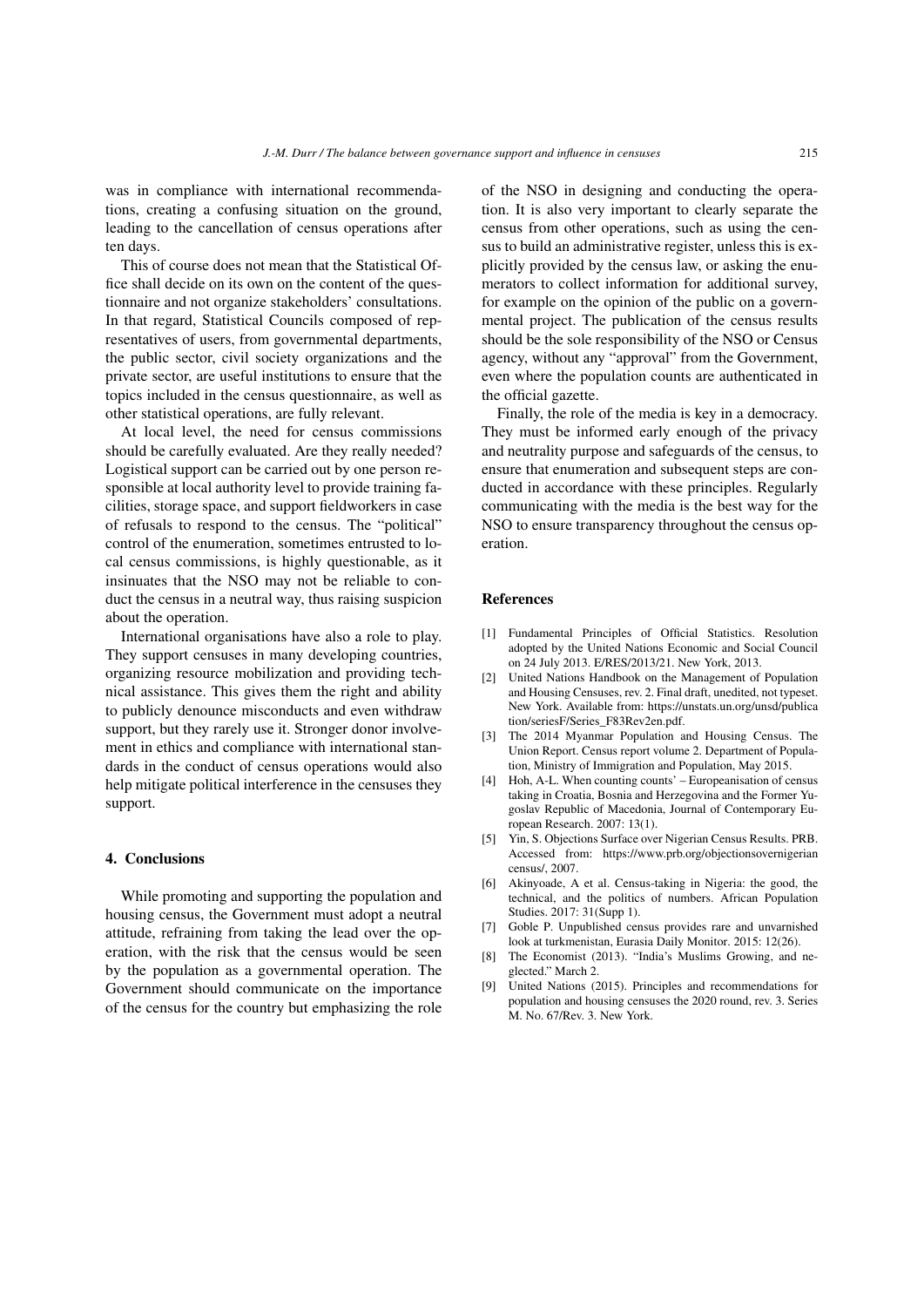was in compliance with international recommendations, creating a confusing situation on the ground, leading to the cancellation of census operations after ten days.

This of course does not mean that the Statistical Office shall decide on its own on the content of the questionnaire and not organize stakeholders' consultations. In that regard, Statistical Councils composed of representatives of users, from governmental departments, the public sector, civil society organizations and the private sector, are useful institutions to ensure that the topics included in the census questionnaire, as well as other statistical operations, are fully relevant.

At local level, the need for census commissions should be carefully evaluated. Are they really needed? Logistical support can be carried out by one person responsible at local authority level to provide training facilities, storage space, and support fieldworkers in case of refusals to respond to the census. The "political" control of the enumeration, sometimes entrusted to local census commissions, is highly questionable, as it insinuates that the NSO may not be reliable to conduct the census in a neutral way, thus raising suspicion about the operation.

International organisations have also a role to play. They support censuses in many developing countries, organizing resource mobilization and providing technical assistance. This gives them the right and ability to publicly denounce misconducts and even withdraw support, but they rarely use it. Stronger donor involvement in ethics and compliance with international standards in the conduct of census operations would also help mitigate political interference in the censuses they support.

## 4. Conclusions

While promoting and supporting the population and housing census, the Government must adopt a neutral attitude, refraining from taking the lead over the operation, with the risk that the census would be seen by the population as a governmental operation. The Government should communicate on the importance of the census for the country but emphasizing the role of the NSO in designing and conducting the operation. It is also very important to clearly separate the census from other operations, such as using the census to build an administrative register, unless this is explicitly provided by the census law, or asking the enumerators to collect information for additional survey, for example on the opinion of the public on a governmental project. The publication of the census results should be the sole responsibility of the NSO or Census agency, without any "approval" from the Government, even where the population counts are authenticated in the official gazette.

Finally, the role of the media is key in a democracy. They must be informed early enough of the privacy and neutrality purpose and safeguards of the census, to ensure that enumeration and subsequent steps are conducted in accordance with these principles. Regularly communicating with the media is the best way for the NSO to ensure transparency throughout the census operation.

## References

[1] Fundamental Principles of Official Statistics. Resolution adopted by the United Nations Economic and Social Council on 24 July 2013. E/RES/2013/21. New York, 2013.

[2] United Nations Handbook on the Management of Population and Housing Censuses, rev. 2. Final draft, unedited, not typeset. New York. Available from: https://unstats.un.org/unsd/publication/seriesF/Series_F83Rev2en.pdf.

[3] The 2014 Myanmar Population and Housing Census. The Union Report. Census report volume 2. Department of Population, Ministry of Immigration and Population, May 2015.

[4] Hoh, A-L. When counting counts' – Europeanisation of census taking in Croatia, Bosnia and Herzegovina and the Former Yugoslav Republic of Macedonia, Journal of Contemporary European Research. 2007: 13(1).

[5] Yin, S. Objections Surface over Nigerian Census Results. PRB. Accessed from: https://www.prb.org/objectionsovernigeriancensus/, 2007.

[6] Akinyoade, A et al. Census-taking in Nigeria: the good, the technical, and the politics of numbers. African Population Studies. 2017: 31(Supp 1).

[7] Goble P. Unpublished census provides rare and unvarnished look at turkmenistan, Eurasia Daily Monitor. 2015: 12(26).

[8] The Economist (2013). "India's Muslims Growing, and neglected." March 2.

[9] United Nations (2015). Principles and recommendations for population and housing censuses the 2020 round, rev. 3. Series M. No. 67/Rev. 3. New York.